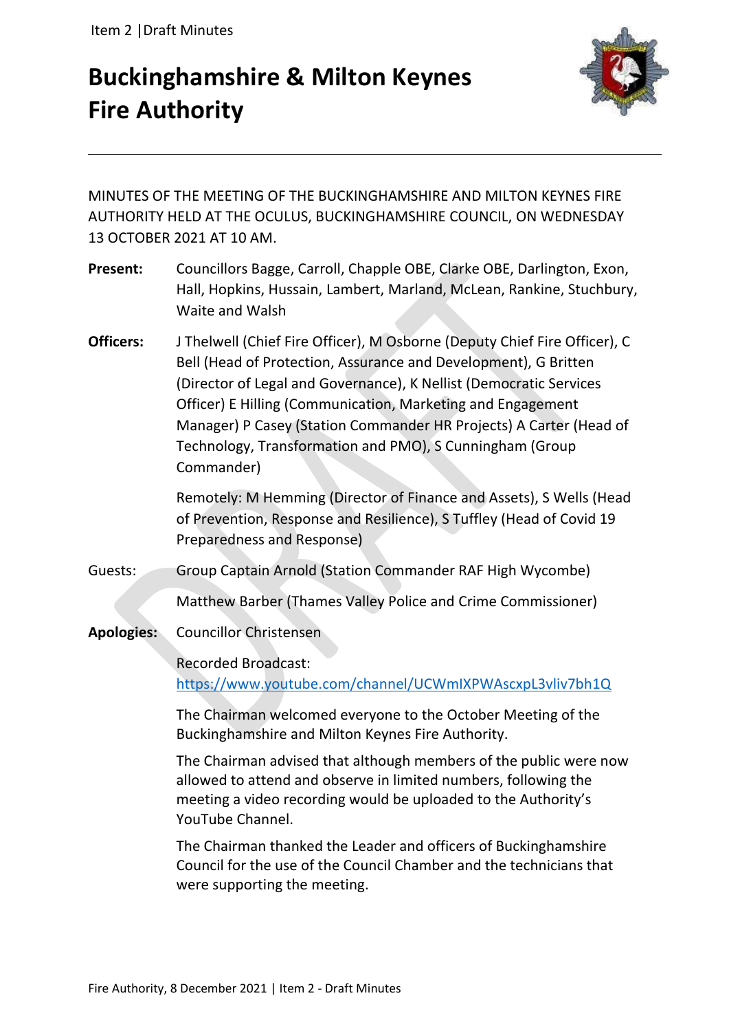# Buckinghamshire & Milton Keynes Fire Authority

MINUTES OF THE MEETING OF THE BUCKINGHAMSHIRE AND MILTON KEYNES FIRE AUTHORITY HELD AT THE OCULUS, BUCKINGHAMSHIRE COUNCIL, ON WEDNESDAY 13 OCTOBER 2021 AT 10 AM.

**Present:** Councillors Bagge, Carroll, Chapple OBE, Clarke OBE, Darlington, Exon, Hall, Hopkins, Hussain, Lambert, Marland, McLean, Rankine, Stuchbury, Waite and Walsh

**Officers:** J Thelwell (Chief Fire Officer), M Osborne (Deputy Chief Fire Officer), C Bell (Head of Protection, Assurance and Development), G Britten (Director of Legal and Governance), K Nellist (Democratic Services Officer) E Hilling (Communication, Marketing and Engagement Manager) P Casey (Station Commander HR Projects) A Carter (Head of Technology, Transformation and PMO), S Cunningham (Group Commander)

Remotely: M Hemming (Director of Finance and Assets), S Wells (Head of Prevention, Response and Resilience), S Tuffley (Head of Covid 19 Preparedness and Response)

Guests: Group Captain Arnold (Station Commander RAF High Wycombe)

Matthew Barber (Thames Valley Police and Crime Commissioner)

**Apologies:** Councillor Christensen

Recorded Broadcast: https://www.youtube.com/channel/UCWmIXPWAscxpL3vliv7bh1Q

The Chairman welcomed everyone to the October Meeting of the Buckinghamshire and Milton Keynes Fire Authority.

The Chairman advised that although members of the public were now allowed to attend and observe in limited numbers, following the meeting a video recording would be uploaded to the Authority's YouTube Channel.

The Chairman thanked the Leader and officers of Buckinghamshire Council for the use of the Council Chamber and the technicians that were supporting the meeting.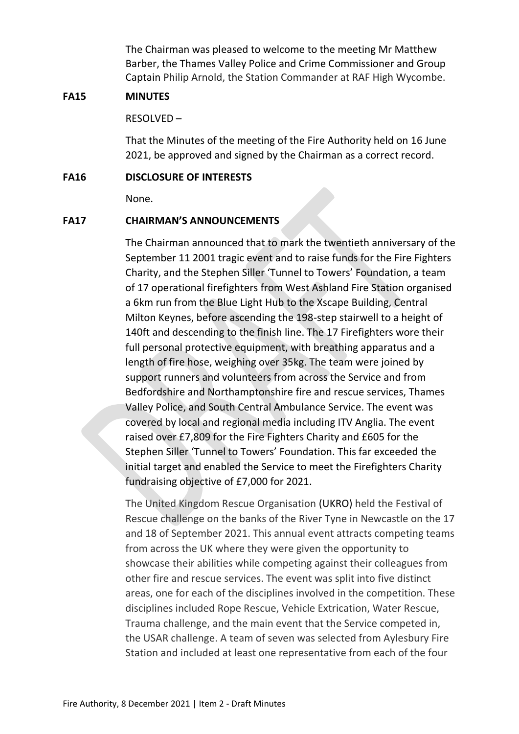The Chairman was pleased to welcome to the meeting Mr Matthew Barber, the Thames Valley Police and Crime Commissioner and Group Captain Philip Arnold, the Station Commander at RAF High Wycombe.

**FA15 MINUTES**

RESOLVED –

That the Minutes of the meeting of the Fire Authority held on 16 June 2021, be approved and signed by the Chairman as a correct record.

**FA16 DISCLOSURE OF INTERESTS**

None.

**FA17 CHAIRMAN'S ANNOUNCEMENTS**

The Chairman announced that to mark the twentieth anniversary of the September 11 2001 tragic event and to raise funds for the Fire Fighters Charity, and the Stephen Siller 'Tunnel to Towers' Foundation, a team of 17 operational firefighters from West Ashland Fire Station organised a 6km run from the Blue Light Hub to the Xscape Building, Central Milton Keynes, before ascending the 198-step stairwell to a height of 140ft and descending to the finish line. The 17 Firefighters wore their full personal protective equipment, with breathing apparatus and a length of fire hose, weighing over 35kg. The team were joined by support runners and volunteers from across the Service and from Bedfordshire and Northamptonshire fire and rescue services, Thames Valley Police, and South Central Ambulance Service. The event was covered by local and regional media including ITV Anglia. The event raised over £7,809 for the Fire Fighters Charity and £605 for the Stephen Siller 'Tunnel to Towers' Foundation. This far exceeded the initial target and enabled the Service to meet the Firefighters Charity fundraising objective of £7,000 for 2021.

The United Kingdom Rescue Organisation (UKRO) held the Festival of Rescue challenge on the banks of the River Tyne in Newcastle on the 17 and 18 of September 2021. This annual event attracts competing teams from across the UK where they were given the opportunity to showcase their abilities while competing against their colleagues from other fire and rescue services. The event was split into five distinct areas, one for each of the disciplines involved in the competition. These disciplines included Rope Rescue, Vehicle Extrication, Water Rescue, Trauma challenge, and the main event that the Service competed in, the USAR challenge. A team of seven was selected from Aylesbury Fire Station and included at least one representative from each of the four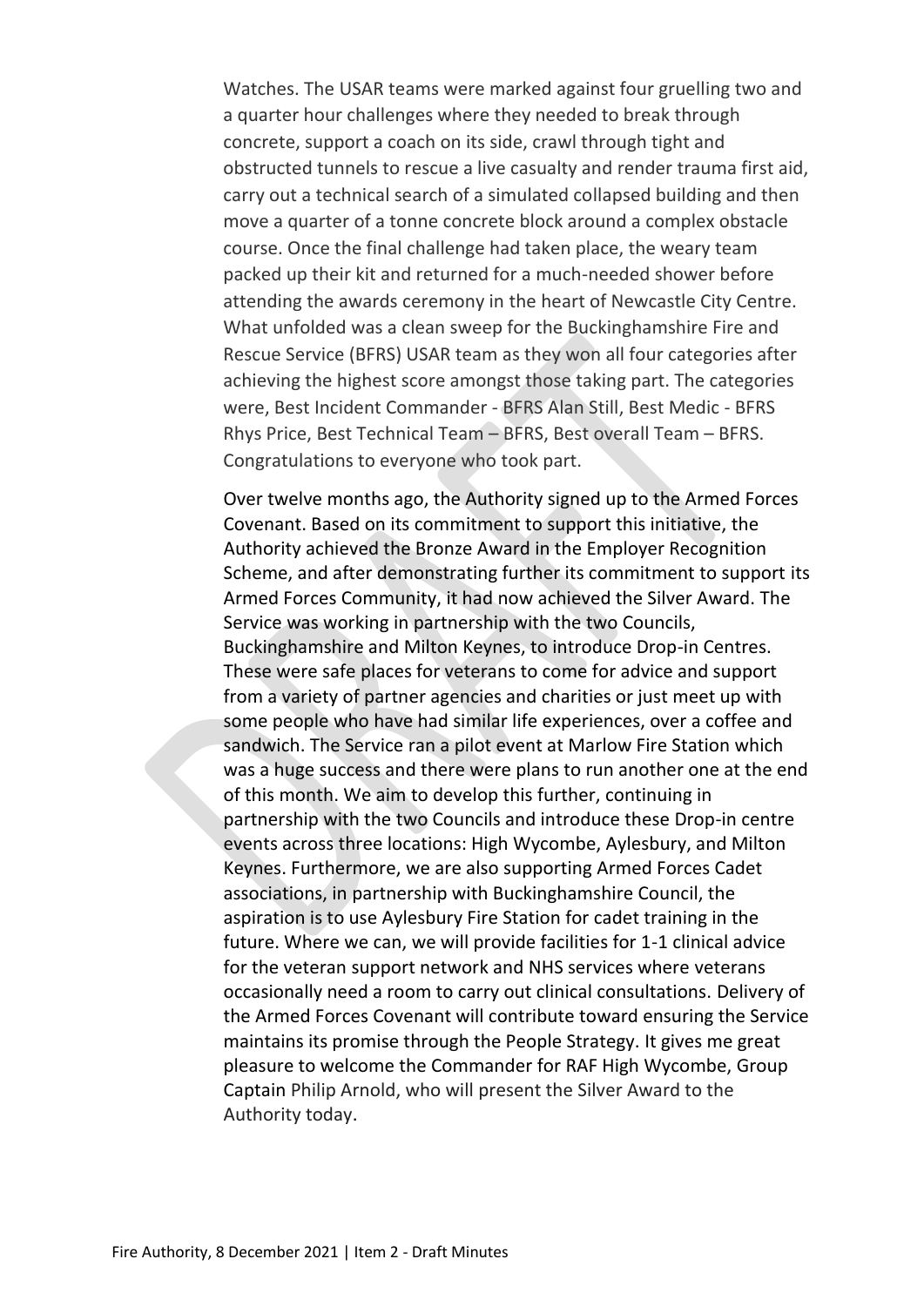Watches. The USAR teams were marked against four gruelling two and a quarter hour challenges where they needed to break through concrete, support a coach on its side, crawl through tight and obstructed tunnels to rescue a live casualty and render trauma first aid, carry out a technical search of a simulated collapsed building and then move a quarter of a tonne concrete block around a complex obstacle course. Once the final challenge had taken place, the weary team packed up their kit and returned for a much-needed shower before attending the awards ceremony in the heart of Newcastle City Centre. What unfolded was a clean sweep for the Buckinghamshire Fire and Rescue Service (BFRS) USAR team as they won all four categories after achieving the highest score amongst those taking part. The categories were, Best Incident Commander - BFRS Alan Still, Best Medic - BFRS Rhys Price, Best Technical Team – BFRS, Best overall Team – BFRS. Congratulations to everyone who took part.

Over twelve months ago, the Authority signed up to the Armed Forces Covenant. Based on its commitment to support this initiative, the Authority achieved the Bronze Award in the Employer Recognition Scheme, and after demonstrating further its commitment to support its Armed Forces Community, it had now achieved the Silver Award. The Service was working in partnership with the two Councils, Buckinghamshire and Milton Keynes, to introduce Drop-in Centres. These were safe places for veterans to come for advice and support from a variety of partner agencies and charities or just meet up with some people who have had similar life experiences, over a coffee and sandwich. The Service ran a pilot event at Marlow Fire Station which was a huge success and there were plans to run another one at the end of this month. We aim to develop this further, continuing in partnership with the two Councils and introduce these Drop-in centre events across three locations: High Wycombe, Aylesbury, and Milton Keynes. Furthermore, we are also supporting Armed Forces Cadet associations, in partnership with Buckinghamshire Council, the aspiration is to use Aylesbury Fire Station for cadet training in the future. Where we can, we will provide facilities for 1-1 clinical advice for the veteran support network and NHS services where veterans occasionally need a room to carry out clinical consultations. Delivery of the Armed Forces Covenant will contribute toward ensuring the Service maintains its promise through the People Strategy. It gives me great pleasure to welcome the Commander for RAF High Wycombe, Group Captain Philip Arnold, who will present the Silver Award to the Authority today.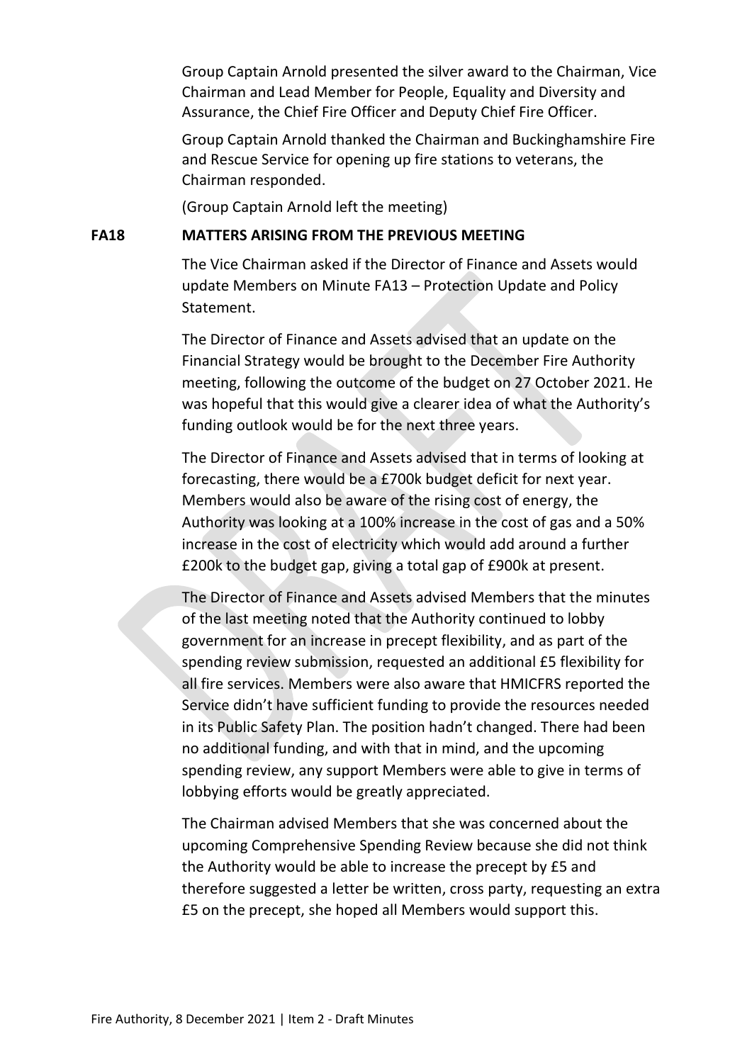Group Captain Arnold presented the silver award to the Chairman, Vice Chairman and Lead Member for People, Equality and Diversity and Assurance, the Chief Fire Officer and Deputy Chief Fire Officer.

Group Captain Arnold thanked the Chairman and Buckinghamshire Fire and Rescue Service for opening up fire stations to veterans, the Chairman responded.

(Group Captain Arnold left the meeting)

**FA18 MATTERS ARISING FROM THE PREVIOUS MEETING**

The Vice Chairman asked if the Director of Finance and Assets would update Members on Minute FA13 – Protection Update and Policy Statement.

The Director of Finance and Assets advised that an update on the Financial Strategy would be brought to the December Fire Authority meeting, following the outcome of the budget on 27 October 2021. He was hopeful that this would give a clearer idea of what the Authority's funding outlook would be for the next three years.

The Director of Finance and Assets advised that in terms of looking at forecasting, there would be a £700k budget deficit for next year. Members would also be aware of the rising cost of energy, the Authority was looking at a 100% increase in the cost of gas and a 50% increase in the cost of electricity which would add around a further £200k to the budget gap, giving a total gap of £900k at present.

The Director of Finance and Assets advised Members that the minutes of the last meeting noted that the Authority continued to lobby government for an increase in precept flexibility, and as part of the spending review submission, requested an additional £5 flexibility for all fire services. Members were also aware that HMICFRS reported the Service didn't have sufficient funding to provide the resources needed in its Public Safety Plan. The position hadn't changed. There had been no additional funding, and with that in mind, and the upcoming spending review, any support Members were able to give in terms of lobbying efforts would be greatly appreciated.

The Chairman advised Members that she was concerned about the upcoming Comprehensive Spending Review because she did not think the Authority would be able to increase the precept by £5 and therefore suggested a letter be written, cross party, requesting an extra £5 on the precept, she hoped all Members would support this.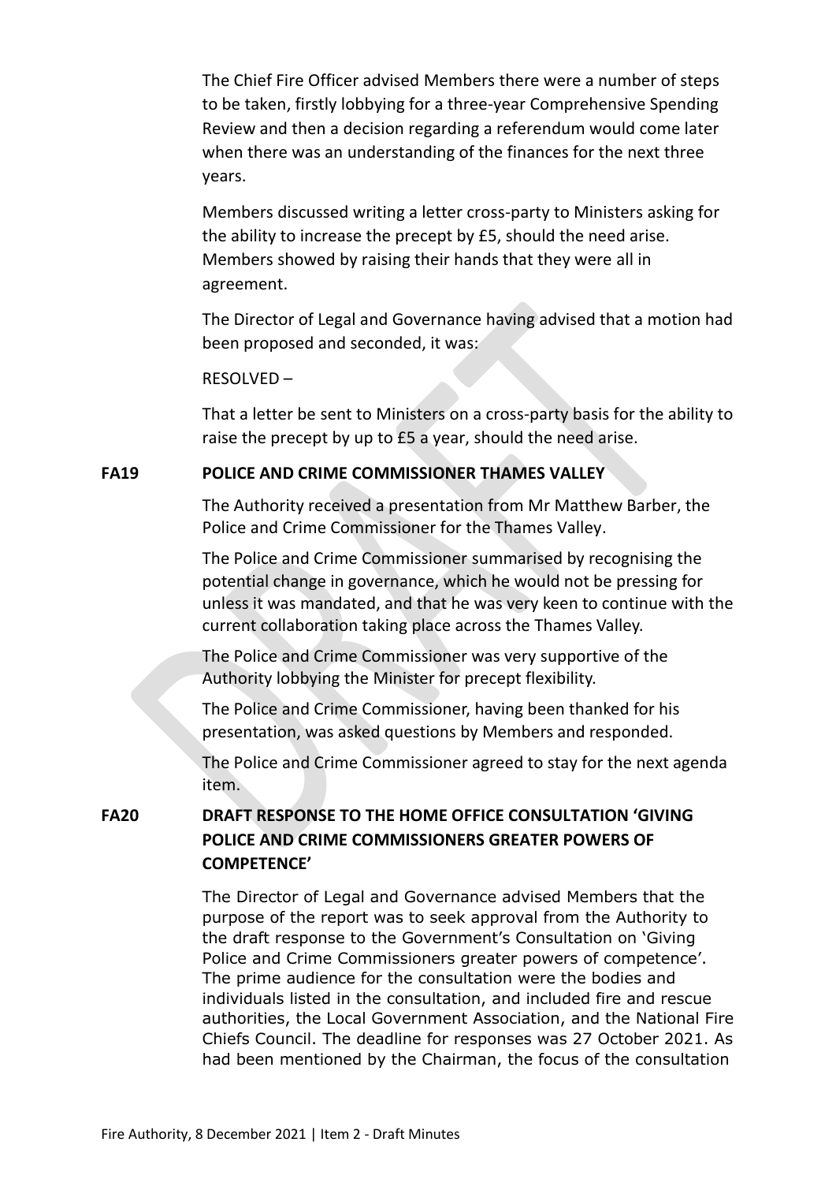The Chief Fire Officer advised Members there were a number of steps to be taken, firstly lobbying for a three-year Comprehensive Spending Review and then a decision regarding a referendum would come later when there was an understanding of the finances for the next three years.

Members discussed writing a letter cross-party to Ministers asking for the ability to increase the precept by £5, should the need arise. Members showed by raising their hands that they were all in agreement.

The Director of Legal and Governance having advised that a motion had been proposed and seconded, it was:

RESOLVED –

That a letter be sent to Ministers on a cross-party basis for the ability to raise the precept by up to £5 a year, should the need arise.

## FA19 POLICE AND CRIME COMMISSIONER THAMES VALLEY

The Authority received a presentation from Mr Matthew Barber, the Police and Crime Commissioner for the Thames Valley.

The Police and Crime Commissioner summarised by recognising the potential change in governance, which he would not be pressing for unless it was mandated, and that he was very keen to continue with the current collaboration taking place across the Thames Valley.

The Police and Crime Commissioner was very supportive of the Authority lobbying the Minister for precept flexibility.

The Police and Crime Commissioner, having been thanked for his presentation, was asked questions by Members and responded.

The Police and Crime Commissioner agreed to stay for the next agenda item.

## FA20 DRAFT RESPONSE TO THE HOME OFFICE CONSULTATION 'GIVING POLICE AND CRIME COMMISSIONERS GREATER POWERS OF COMPETENCE'

The Director of Legal and Governance advised Members that the purpose of the report was to seek approval from the Authority to the draft response to the Government's Consultation on 'Giving Police and Crime Commissioners greater powers of competence'. The prime audience for the consultation were the bodies and individuals listed in the consultation, and included fire and rescue authorities, the Local Government Association, and the National Fire Chiefs Council. The deadline for responses was 27 October 2021. As had been mentioned by the Chairman, the focus of the consultation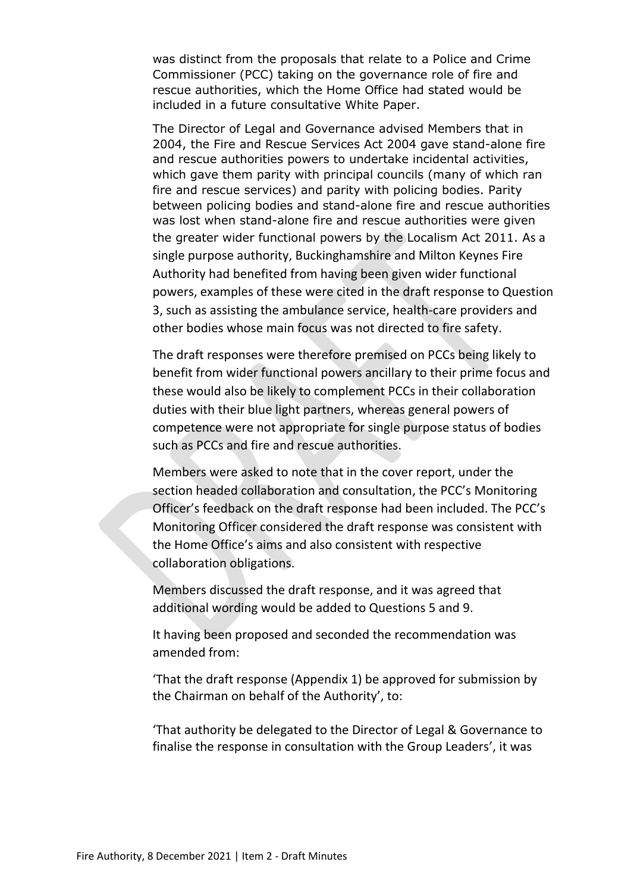was distinct from the proposals that relate to a Police and Crime Commissioner (PCC) taking on the governance role of fire and rescue authorities, which the Home Office had stated would be included in a future consultative White Paper.

The Director of Legal and Governance advised Members that in 2004, the Fire and Rescue Services Act 2004 gave stand-alone fire and rescue authorities powers to undertake incidental activities, which gave them parity with principal councils (many of which ran fire and rescue services) and parity with policing bodies. Parity between policing bodies and stand-alone fire and rescue authorities was lost when stand-alone fire and rescue authorities were given the greater wider functional powers by the Localism Act 2011. As a single purpose authority, Buckinghamshire and Milton Keynes Fire Authority had benefited from having been given wider functional powers, examples of these were cited in the draft response to Question 3, such as assisting the ambulance service, health-care providers and other bodies whose main focus was not directed to fire safety.

The draft responses were therefore premised on PCCs being likely to benefit from wider functional powers ancillary to their prime focus and these would also be likely to complement PCCs in their collaboration duties with their blue light partners, whereas general powers of competence were not appropriate for single purpose status of bodies such as PCCs and fire and rescue authorities.

Members were asked to note that in the cover report, under the section headed collaboration and consultation, the PCC's Monitoring Officer's feedback on the draft response had been included. The PCC's Monitoring Officer considered the draft response was consistent with the Home Office's aims and also consistent with respective collaboration obligations.

Members discussed the draft response, and it was agreed that additional wording would be added to Questions 5 and 9.

It having been proposed and seconded the recommendation was amended from:

'That the draft response (Appendix 1) be approved for submission by the Chairman on behalf of the Authority', to:

'That authority be delegated to the Director of Legal & Governance to finalise the response in consultation with the Group Leaders', it was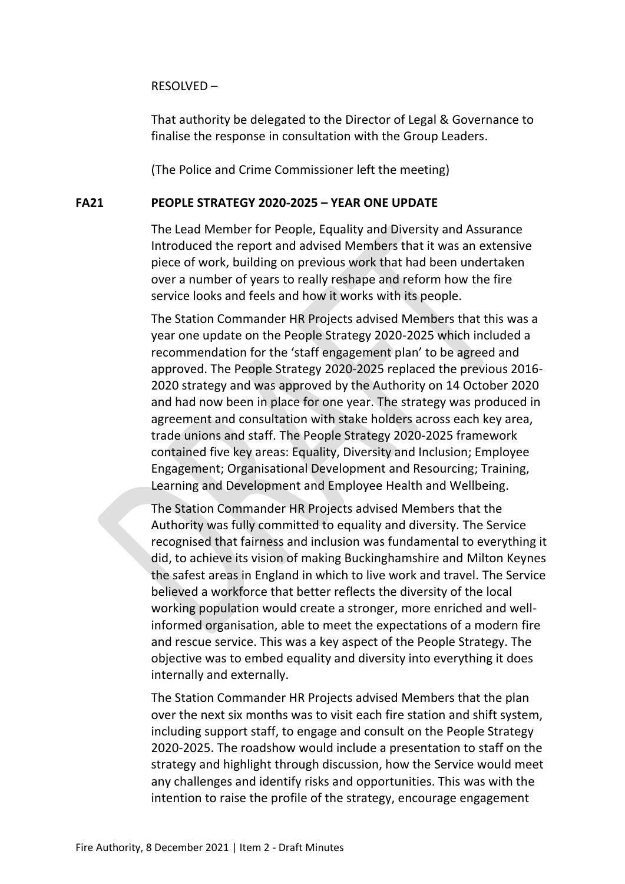RESOLVED –

That authority be delegated to the Director of Legal & Governance to finalise the response in consultation with the Group Leaders.

(The Police and Crime Commissioner left the meeting)

**FA21 PEOPLE STRATEGY 2020-2025 – YEAR ONE UPDATE**

The Lead Member for People, Equality and Diversity and Assurance Introduced the report and advised Members that it was an extensive piece of work, building on previous work that had been undertaken over a number of years to really reshape and reform how the fire service looks and feels and how it works with its people.

The Station Commander HR Projects advised Members that this was a year one update on the People Strategy 2020-2025 which included a recommendation for the 'staff engagement plan' to be agreed and approved. The People Strategy 2020-2025 replaced the previous 2016-2020 strategy and was approved by the Authority on 14 October 2020 and had now been in place for one year. The strategy was produced in agreement and consultation with stake holders across each key area, trade unions and staff. The People Strategy 2020-2025 framework contained five key areas: Equality, Diversity and Inclusion; Employee Engagement; Organisational Development and Resourcing; Training, Learning and Development and Employee Health and Wellbeing.

The Station Commander HR Projects advised Members that the Authority was fully committed to equality and diversity. The Service recognised that fairness and inclusion was fundamental to everything it did, to achieve its vision of making Buckinghamshire and Milton Keynes the safest areas in England in which to live work and travel. The Service believed a workforce that better reflects the diversity of the local working population would create a stronger, more enriched and well-informed organisation, able to meet the expectations of a modern fire and rescue service. This was a key aspect of the People Strategy. The objective was to embed equality and diversity into everything it does internally and externally.

The Station Commander HR Projects advised Members that the plan over the next six months was to visit each fire station and shift system, including support staff, to engage and consult on the People Strategy 2020-2025. The roadshow would include a presentation to staff on the strategy and highlight through discussion, how the Service would meet any challenges and identify risks and opportunities. This was with the intention to raise the profile of the strategy, encourage engagement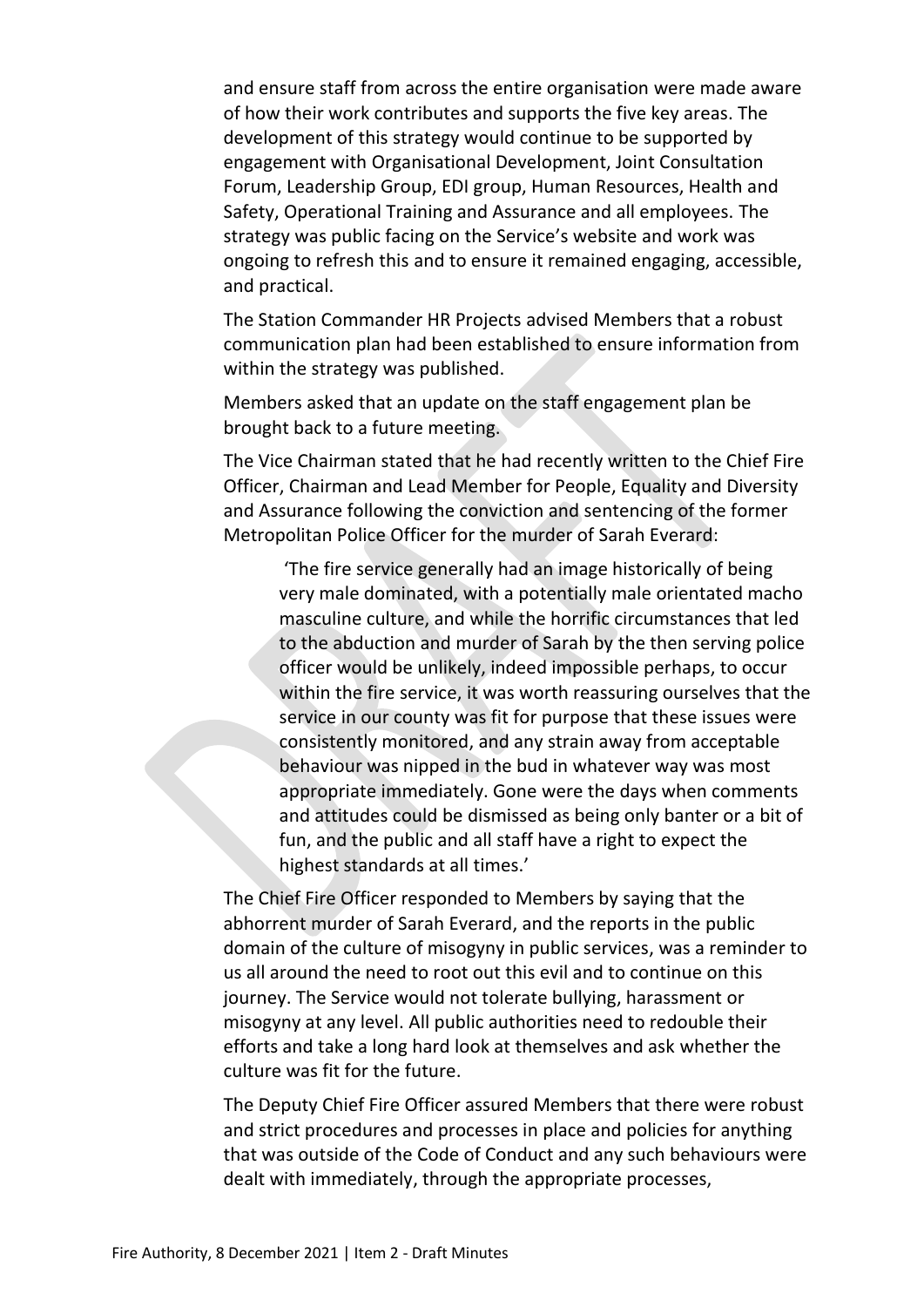and ensure staff from across the entire organisation were made aware of how their work contributes and supports the five key areas. The development of this strategy would continue to be supported by engagement with Organisational Development, Joint Consultation Forum, Leadership Group, EDI group, Human Resources, Health and Safety, Operational Training and Assurance and all employees. The strategy was public facing on the Service's website and work was ongoing to refresh this and to ensure it remained engaging, accessible, and practical.

The Station Commander HR Projects advised Members that a robust communication plan had been established to ensure information from within the strategy was published.

Members asked that an update on the staff engagement plan be brought back to a future meeting.

The Vice Chairman stated that he had recently written to the Chief Fire Officer, Chairman and Lead Member for People, Equality and Diversity and Assurance following the conviction and sentencing of the former Metropolitan Police Officer for the murder of Sarah Everard:

> 'The fire service generally had an image historically of being very male dominated, with a potentially male orientated macho masculine culture, and while the horrific circumstances that led to the abduction and murder of Sarah by the then serving police officer would be unlikely, indeed impossible perhaps, to occur within the fire service, it was worth reassuring ourselves that the service in our county was fit for purpose that these issues were consistently monitored, and any strain away from acceptable behaviour was nipped in the bud in whatever way was most appropriate immediately. Gone were the days when comments and attitudes could be dismissed as being only banter or a bit of fun, and the public and all staff have a right to expect the highest standards at all times.'

The Chief Fire Officer responded to Members by saying that the abhorrent murder of Sarah Everard, and the reports in the public domain of the culture of misogyny in public services, was a reminder to us all around the need to root out this evil and to continue on this journey. The Service would not tolerate bullying, harassment or misogyny at any level. All public authorities need to redouble their efforts and take a long hard look at themselves and ask whether the culture was fit for the future.

The Deputy Chief Fire Officer assured Members that there were robust and strict procedures and processes in place and policies for anything that was outside of the Code of Conduct and any such behaviours were dealt with immediately, through the appropriate processes,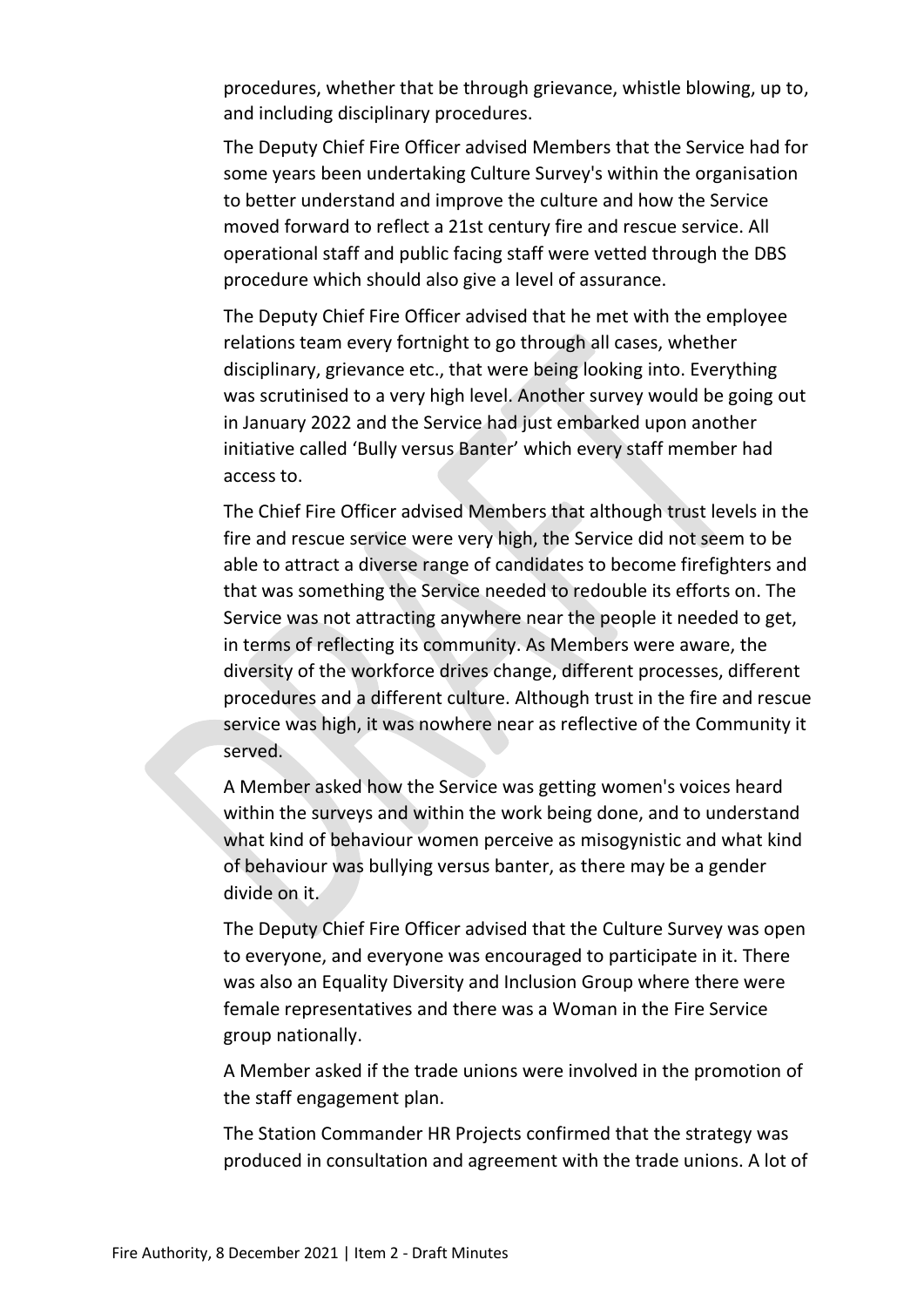procedures, whether that be through grievance, whistle blowing, up to, and including disciplinary procedures.

The Deputy Chief Fire Officer advised Members that the Service had for some years been undertaking Culture Survey's within the organisation to better understand and improve the culture and how the Service moved forward to reflect a 21st century fire and rescue service. All operational staff and public facing staff were vetted through the DBS procedure which should also give a level of assurance.

The Deputy Chief Fire Officer advised that he met with the employee relations team every fortnight to go through all cases, whether disciplinary, grievance etc., that were being looking into. Everything was scrutinised to a very high level. Another survey would be going out in January 2022 and the Service had just embarked upon another initiative called 'Bully versus Banter' which every staff member had access to.

The Chief Fire Officer advised Members that although trust levels in the fire and rescue service were very high, the Service did not seem to be able to attract a diverse range of candidates to become firefighters and that was something the Service needed to redouble its efforts on. The Service was not attracting anywhere near the people it needed to get, in terms of reflecting its community. As Members were aware, the diversity of the workforce drives change, different processes, different procedures and a different culture. Although trust in the fire and rescue service was high, it was nowhere near as reflective of the Community it served.

A Member asked how the Service was getting women's voices heard within the surveys and within the work being done, and to understand what kind of behaviour women perceive as misogynistic and what kind of behaviour was bullying versus banter, as there may be a gender divide on it.

The Deputy Chief Fire Officer advised that the Culture Survey was open to everyone, and everyone was encouraged to participate in it. There was also an Equality Diversity and Inclusion Group where there were female representatives and there was a Woman in the Fire Service group nationally.

A Member asked if the trade unions were involved in the promotion of the staff engagement plan.

The Station Commander HR Projects confirmed that the strategy was produced in consultation and agreement with the trade unions. A lot of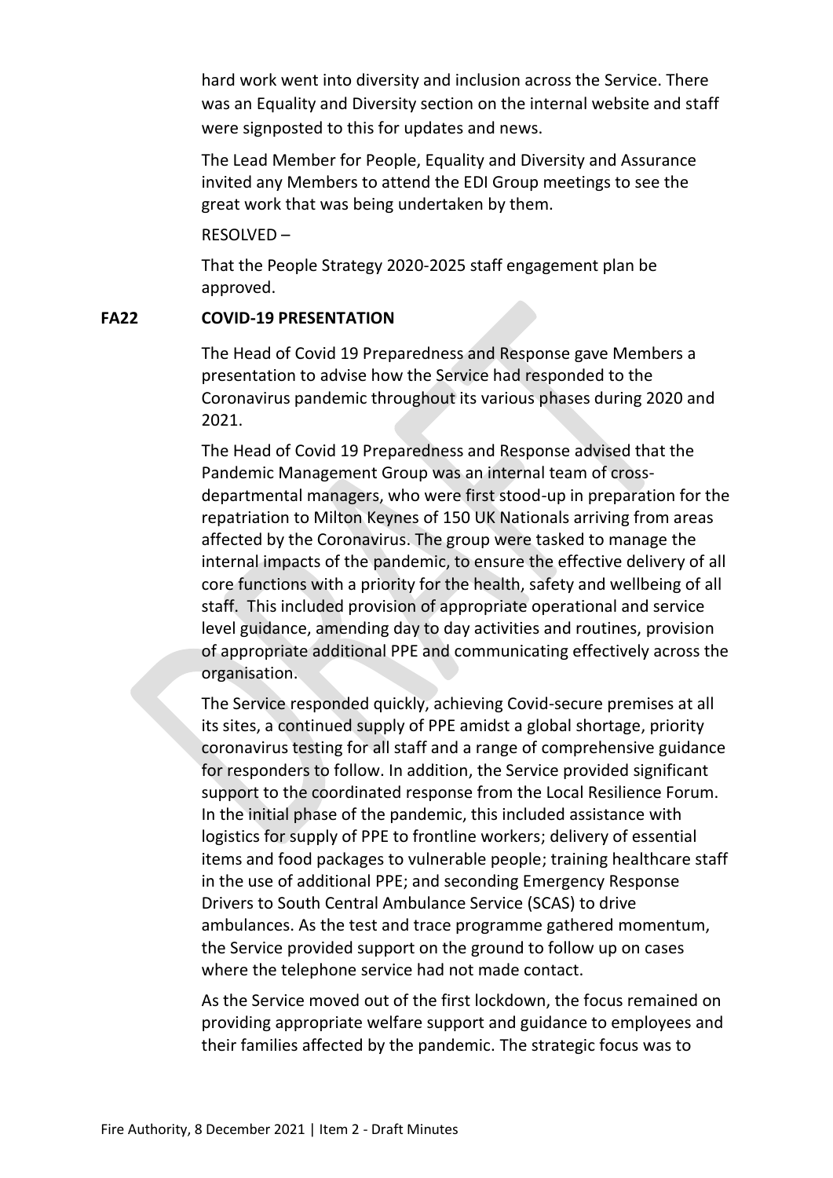hard work went into diversity and inclusion across the Service. There was an Equality and Diversity section on the internal website and staff were signposted to this for updates and news.

The Lead Member for People, Equality and Diversity and Assurance invited any Members to attend the EDI Group meetings to see the great work that was being undertaken by them.

RESOLVED –

That the People Strategy 2020-2025 staff engagement plan be approved.

**FA22 COVID-19 PRESENTATION**

The Head of Covid 19 Preparedness and Response gave Members a presentation to advise how the Service had responded to the Coronavirus pandemic throughout its various phases during 2020 and 2021.

The Head of Covid 19 Preparedness and Response advised that the Pandemic Management Group was an internal team of cross-departmental managers, who were first stood-up in preparation for the repatriation to Milton Keynes of 150 UK Nationals arriving from areas affected by the Coronavirus. The group were tasked to manage the internal impacts of the pandemic, to ensure the effective delivery of all core functions with a priority for the health, safety and wellbeing of all staff. This included provision of appropriate operational and service level guidance, amending day to day activities and routines, provision of appropriate additional PPE and communicating effectively across the organisation.

The Service responded quickly, achieving Covid-secure premises at all its sites, a continued supply of PPE amidst a global shortage, priority coronavirus testing for all staff and a range of comprehensive guidance for responders to follow. In addition, the Service provided significant support to the coordinated response from the Local Resilience Forum. In the initial phase of the pandemic, this included assistance with logistics for supply of PPE to frontline workers; delivery of essential items and food packages to vulnerable people; training healthcare staff in the use of additional PPE; and seconding Emergency Response Drivers to South Central Ambulance Service (SCAS) to drive ambulances. As the test and trace programme gathered momentum, the Service provided support on the ground to follow up on cases where the telephone service had not made contact.

As the Service moved out of the first lockdown, the focus remained on providing appropriate welfare support and guidance to employees and their families affected by the pandemic. The strategic focus was to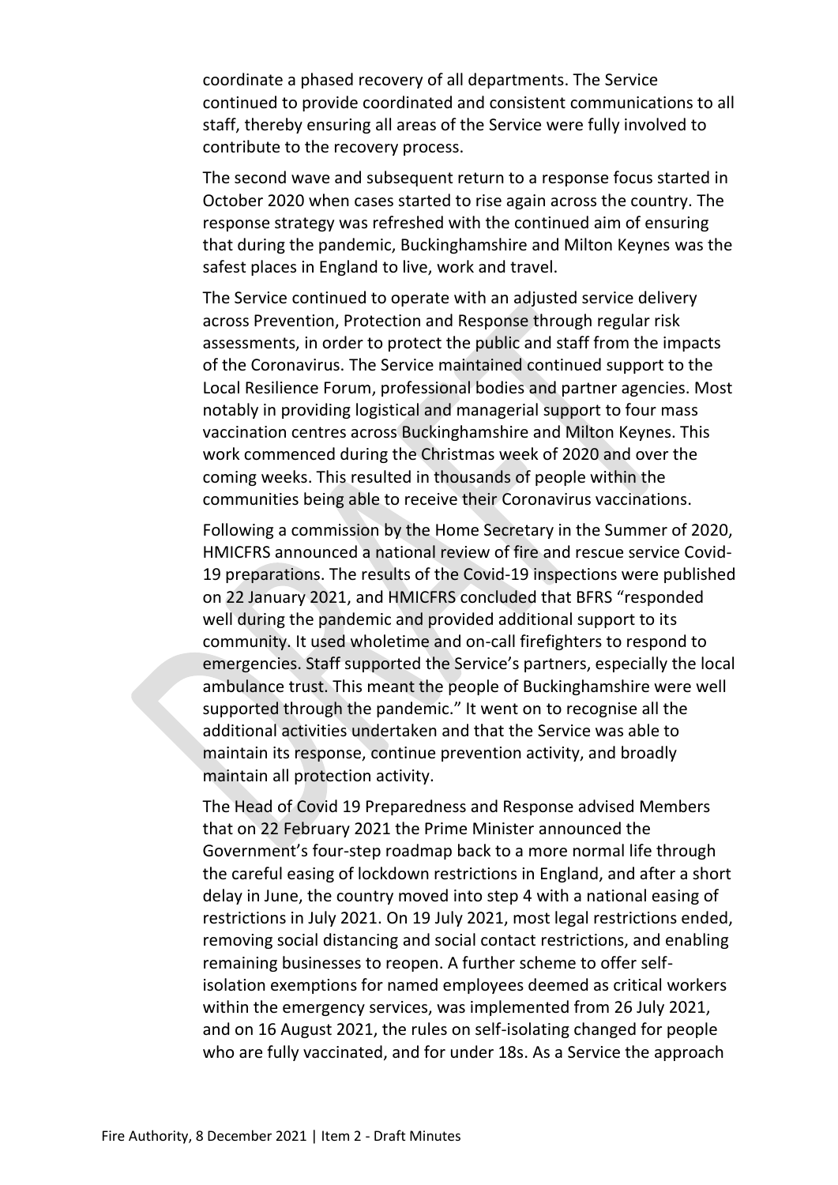coordinate a phased recovery of all departments. The Service continued to provide coordinated and consistent communications to all staff, thereby ensuring all areas of the Service were fully involved to contribute to the recovery process.

The second wave and subsequent return to a response focus started in October 2020 when cases started to rise again across the country. The response strategy was refreshed with the continued aim of ensuring that during the pandemic, Buckinghamshire and Milton Keynes was the safest places in England to live, work and travel.

The Service continued to operate with an adjusted service delivery across Prevention, Protection and Response through regular risk assessments, in order to protect the public and staff from the impacts of the Coronavirus. The Service maintained continued support to the Local Resilience Forum, professional bodies and partner agencies. Most notably in providing logistical and managerial support to four mass vaccination centres across Buckinghamshire and Milton Keynes. This work commenced during the Christmas week of 2020 and over the coming weeks. This resulted in thousands of people within the communities being able to receive their Coronavirus vaccinations.

Following a commission by the Home Secretary in the Summer of 2020, HMICFRS announced a national review of fire and rescue service Covid-19 preparations. The results of the Covid-19 inspections were published on 22 January 2021, and HMICFRS concluded that BFRS "responded well during the pandemic and provided additional support to its community. It used wholetime and on-call firefighters to respond to emergencies. Staff supported the Service's partners, especially the local ambulance trust. This meant the people of Buckinghamshire were well supported through the pandemic." It went on to recognise all the additional activities undertaken and that the Service was able to maintain its response, continue prevention activity, and broadly maintain all protection activity.

The Head of Covid 19 Preparedness and Response advised Members that on 22 February 2021 the Prime Minister announced the Government's four-step roadmap back to a more normal life through the careful easing of lockdown restrictions in England, and after a short delay in June, the country moved into step 4 with a national easing of restrictions in July 2021. On 19 July 2021, most legal restrictions ended, removing social distancing and social contact restrictions, and enabling remaining businesses to reopen. A further scheme to offer self-isolation exemptions for named employees deemed as critical workers within the emergency services, was implemented from 26 July 2021, and on 16 August 2021, the rules on self-isolating changed for people who are fully vaccinated, and for under 18s. As a Service the approach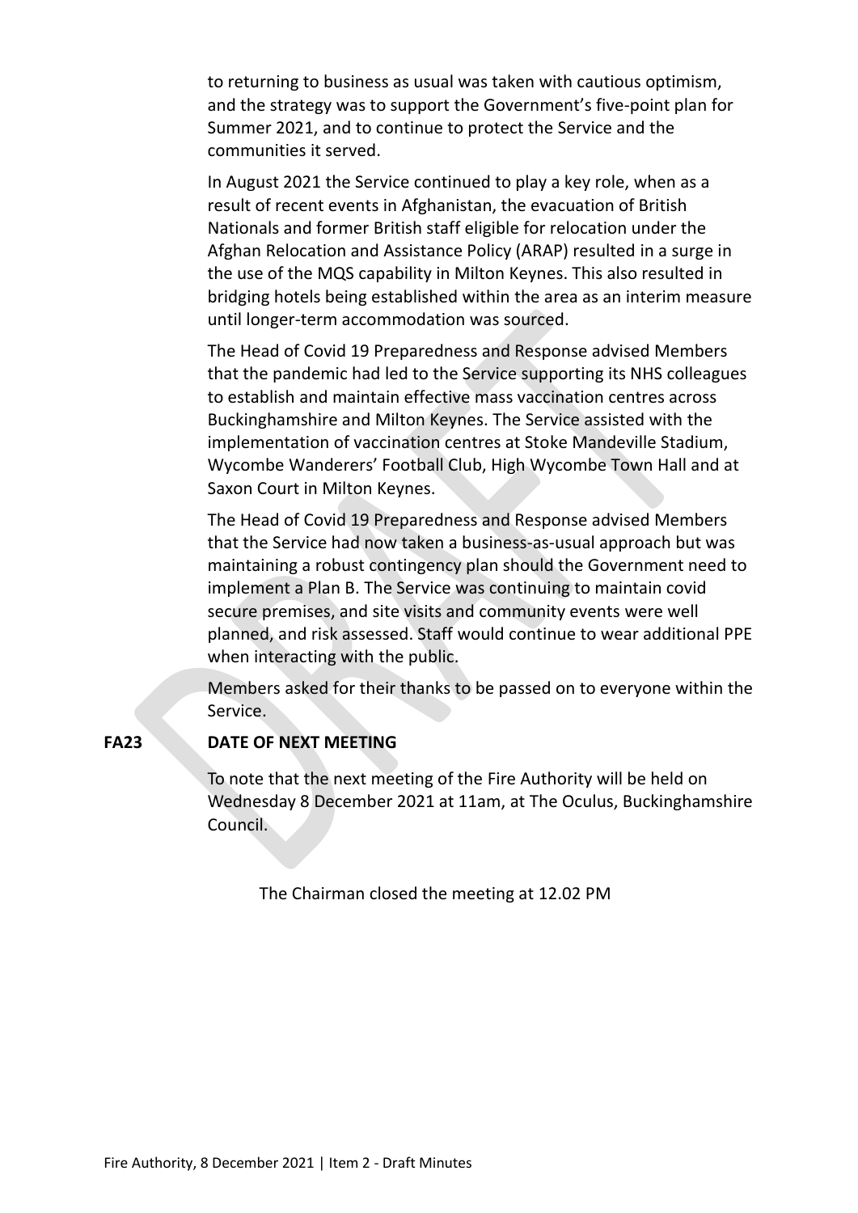to returning to business as usual was taken with cautious optimism, and the strategy was to support the Government's five-point plan for Summer 2021, and to continue to protect the Service and the communities it served.

In August 2021 the Service continued to play a key role, when as a result of recent events in Afghanistan, the evacuation of British Nationals and former British staff eligible for relocation under the Afghan Relocation and Assistance Policy (ARAP) resulted in a surge in the use of the MQS capability in Milton Keynes. This also resulted in bridging hotels being established within the area as an interim measure until longer-term accommodation was sourced.

The Head of Covid 19 Preparedness and Response advised Members that the pandemic had led to the Service supporting its NHS colleagues to establish and maintain effective mass vaccination centres across Buckinghamshire and Milton Keynes. The Service assisted with the implementation of vaccination centres at Stoke Mandeville Stadium, Wycombe Wanderers' Football Club, High Wycombe Town Hall and at Saxon Court in Milton Keynes.

The Head of Covid 19 Preparedness and Response advised Members that the Service had now taken a business-as-usual approach but was maintaining a robust contingency plan should the Government need to implement a Plan B. The Service was continuing to maintain covid secure premises, and site visits and community events were well planned, and risk assessed. Staff would continue to wear additional PPE when interacting with the public.

Members asked for their thanks to be passed on to everyone within the Service.

**FA23 DATE OF NEXT MEETING**

To note that the next meeting of the Fire Authority will be held on Wednesday 8 December 2021 at 11am, at The Oculus, Buckinghamshire Council.

The Chairman closed the meeting at 12.02 PM